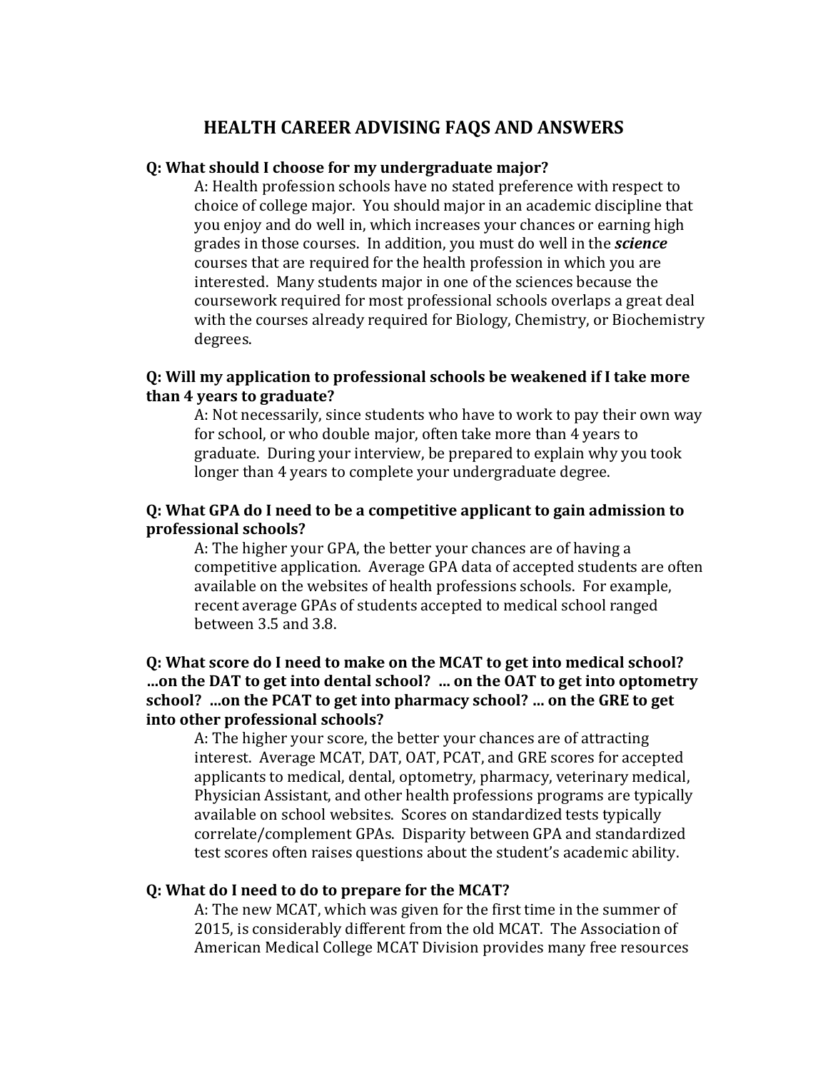# HEALTH CAREER ADVISING FAQS AND ANSWERS

**Q: What should I choose for my undergraduate major?**

A: Health profession schools have no stated preference with respect to choice of college major. You should major in an academic discipline that you enjoy and do well in, which increases your chances or earning high grades in those courses. In addition, you must do well in the ***science*** courses that are required for the health profession in which you are interested. Many students major in one of the sciences because the coursework required for most professional schools overlaps a great deal with the courses already required for Biology, Chemistry, or Biochemistry degrees.

**Q: Will my application to professional schools be weakened if I take more than 4 years to graduate?**

A: Not necessarily, since students who have to work to pay their own way for school, or who double major, often take more than 4 years to graduate. During your interview, be prepared to explain why you took longer than 4 years to complete your undergraduate degree.

**Q: What GPA do I need to be a competitive applicant to gain admission to professional schools?**

A: The higher your GPA, the better your chances are of having a competitive application. Average GPA data of accepted students are often available on the websites of health professions schools. For example, recent average GPAs of students accepted to medical school ranged between 3.5 and 3.8.

**Q: What score do I need to make on the MCAT to get into medical school? …on the DAT to get into dental school? … on the OAT to get into optometry school? …on the PCAT to get into pharmacy school? … on the GRE to get into other professional schools?**

A: The higher your score, the better your chances are of attracting interest. Average MCAT, DAT, OAT, PCAT, and GRE scores for accepted applicants to medical, dental, optometry, pharmacy, veterinary medical, Physician Assistant, and other health professions programs are typically available on school websites. Scores on standardized tests typically correlate/complement GPAs. Disparity between GPA and standardized test scores often raises questions about the student's academic ability.

**Q: What do I need to do to prepare for the MCAT?**

A: The new MCAT, which was given for the first time in the summer of 2015, is considerably different from the old MCAT. The Association of American Medical College MCAT Division provides many free resources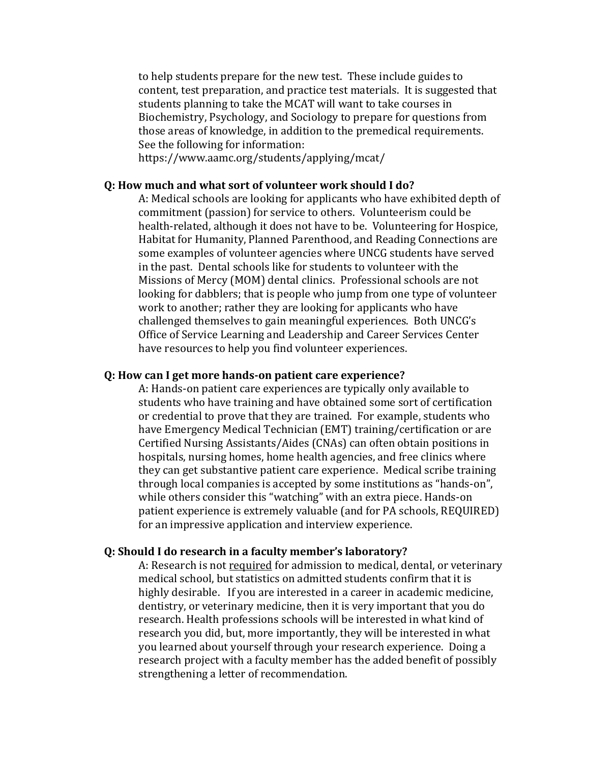to help students prepare for the new test. These include guides to content, test preparation, and practice test materials. It is suggested that students planning to take the MCAT will want to take courses in Biochemistry, Psychology, and Sociology to prepare for questions from those areas of knowledge, in addition to the premedical requirements. See the following for information:
https://www.aamc.org/students/applying/mcat/

**Q: How much and what sort of volunteer work should I do?**

A: Medical schools are looking for applicants who have exhibited depth of commitment (passion) for service to others. Volunteerism could be health-related, although it does not have to be. Volunteering for Hospice, Habitat for Humanity, Planned Parenthood, and Reading Connections are some examples of volunteer agencies where UNCG students have served in the past. Dental schools like for students to volunteer with the Missions of Mercy (MOM) dental clinics. Professional schools are not looking for dabblers; that is people who jump from one type of volunteer work to another; rather they are looking for applicants who have challenged themselves to gain meaningful experiences. Both UNCG's Office of Service Learning and Leadership and Career Services Center have resources to help you find volunteer experiences.

**Q: How can I get more hands-on patient care experience?**

A: Hands-on patient care experiences are typically only available to students who have training and have obtained some sort of certification or credential to prove that they are trained. For example, students who have Emergency Medical Technician (EMT) training/certification or are Certified Nursing Assistants/Aides (CNAs) can often obtain positions in hospitals, nursing homes, home health agencies, and free clinics where they can get substantive patient care experience. Medical scribe training through local companies is accepted by some institutions as "hands-on", while others consider this "watching" with an extra piece. Hands-on patient experience is extremely valuable (and for PA schools, REQUIRED) for an impressive application and interview experience.

**Q: Should I do research in a faculty member's laboratory?**

A: Research is not <u>required</u> for admission to medical, dental, or veterinary medical school, but statistics on admitted students confirm that it is highly desirable. If you are interested in a career in academic medicine, dentistry, or veterinary medicine, then it is very important that you do research. Health professions schools will be interested in what kind of research you did, but, more importantly, they will be interested in what you learned about yourself through your research experience. Doing a research project with a faculty member has the added benefit of possibly strengthening a letter of recommendation.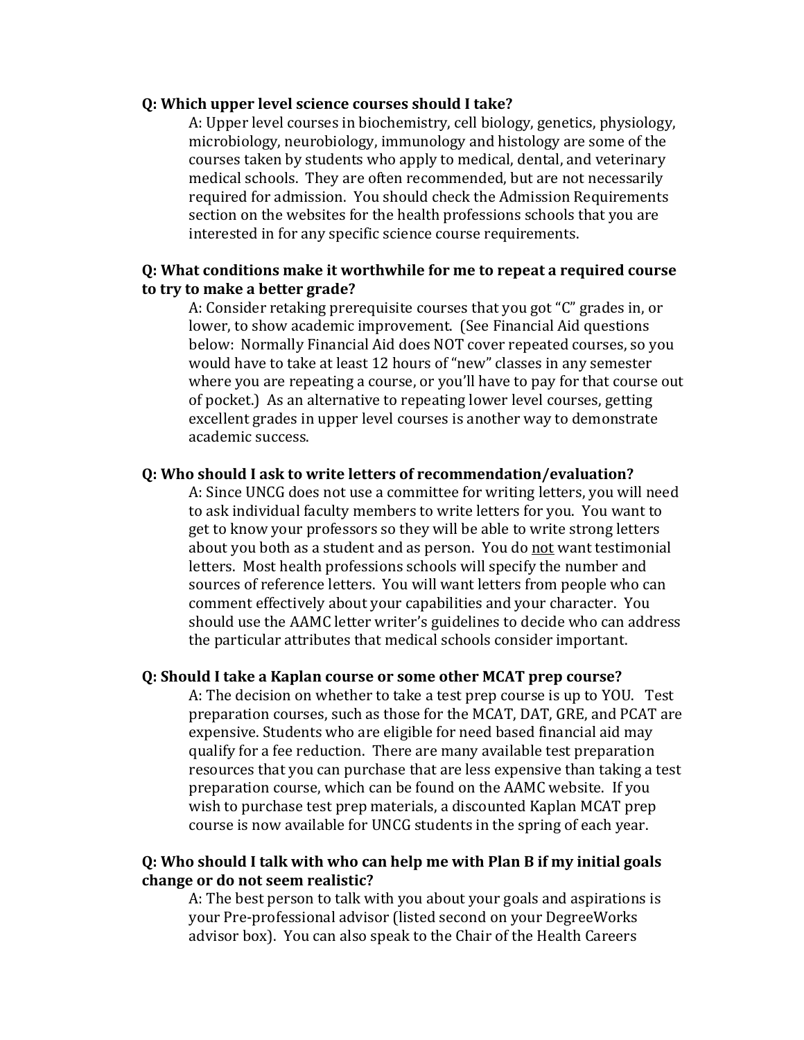**Q: Which upper level science courses should I take?**

A: Upper level courses in biochemistry, cell biology, genetics, physiology, microbiology, neurobiology, immunology and histology are some of the courses taken by students who apply to medical, dental, and veterinary medical schools. They are often recommended, but are not necessarily required for admission. You should check the Admission Requirements section on the websites for the health professions schools that you are interested in for any specific science course requirements.

**Q: What conditions make it worthwhile for me to repeat a required course to try to make a better grade?**

A: Consider retaking prerequisite courses that you got "C" grades in, or lower, to show academic improvement. (See Financial Aid questions below: Normally Financial Aid does NOT cover repeated courses, so you would have to take at least 12 hours of "new" classes in any semester where you are repeating a course, or you'll have to pay for that course out of pocket.) As an alternative to repeating lower level courses, getting excellent grades in upper level courses is another way to demonstrate academic success.

**Q: Who should I ask to write letters of recommendation/evaluation?**

A: Since UNCG does not use a committee for writing letters, you will need to ask individual faculty members to write letters for you. You want to get to know your professors so they will be able to write strong letters about you both as a student and as person. You do <u>not</u> want testimonial letters. Most health professions schools will specify the number and sources of reference letters. You will want letters from people who can comment effectively about your capabilities and your character. You should use the AAMC letter writer's guidelines to decide who can address the particular attributes that medical schools consider important.

**Q: Should I take a Kaplan course or some other MCAT prep course?**

A: The decision on whether to take a test prep course is up to YOU. Test preparation courses, such as those for the MCAT, DAT, GRE, and PCAT are expensive. Students who are eligible for need based financial aid may qualify for a fee reduction. There are many available test preparation resources that you can purchase that are less expensive than taking a test preparation course, which can be found on the AAMC website. If you wish to purchase test prep materials, a discounted Kaplan MCAT prep course is now available for UNCG students in the spring of each year.

**Q: Who should I talk with who can help me with Plan B if my initial goals change or do not seem realistic?**

A: The best person to talk with you about your goals and aspirations is your Pre-professional advisor (listed second on your DegreeWorks advisor box). You can also speak to the Chair of the Health Careers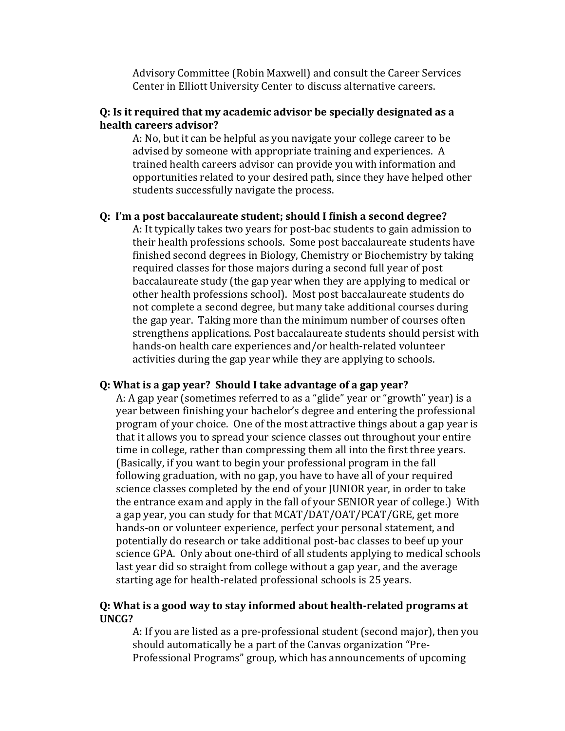Advisory Committee (Robin Maxwell) and consult the Career Services Center in Elliott University Center to discuss alternative careers.

**Q: Is it required that my academic advisor be specially designated as a health careers advisor?**

A: No, but it can be helpful as you navigate your college career to be advised by someone with appropriate training and experiences. A trained health careers advisor can provide you with information and opportunities related to your desired path, since they have helped other students successfully navigate the process.

**Q: I'm a post baccalaureate student; should I finish a second degree?**

A: It typically takes two years for post-bac students to gain admission to their health professions schools. Some post baccalaureate students have finished second degrees in Biology, Chemistry or Biochemistry by taking required classes for those majors during a second full year of post baccalaureate study (the gap year when they are applying to medical or other health professions school). Most post baccalaureate students do not complete a second degree, but many take additional courses during the gap year. Taking more than the minimum number of courses often strengthens applications. Post baccalaureate students should persist with hands-on health care experiences and/or health-related volunteer activities during the gap year while they are applying to schools.

**Q: What is a gap year? Should I take advantage of a gap year?**

A: A gap year (sometimes referred to as a "glide" year or "growth" year) is a year between finishing your bachelor's degree and entering the professional program of your choice. One of the most attractive things about a gap year is that it allows you to spread your science classes out throughout your entire time in college, rather than compressing them all into the first three years. (Basically, if you want to begin your professional program in the fall following graduation, with no gap, you have to have all of your required science classes completed by the end of your JUNIOR year, in order to take the entrance exam and apply in the fall of your SENIOR year of college.) With a gap year, you can study for that MCAT/DAT/OAT/PCAT/GRE, get more hands-on or volunteer experience, perfect your personal statement, and potentially do research or take additional post-bac classes to beef up your science GPA. Only about one-third of all students applying to medical schools last year did so straight from college without a gap year, and the average starting age for health-related professional schools is 25 years.

**Q: What is a good way to stay informed about health-related programs at UNCG?**

A: If you are listed as a pre-professional student (second major), then you should automatically be a part of the Canvas organization "Pre-Professional Programs" group, which has announcements of upcoming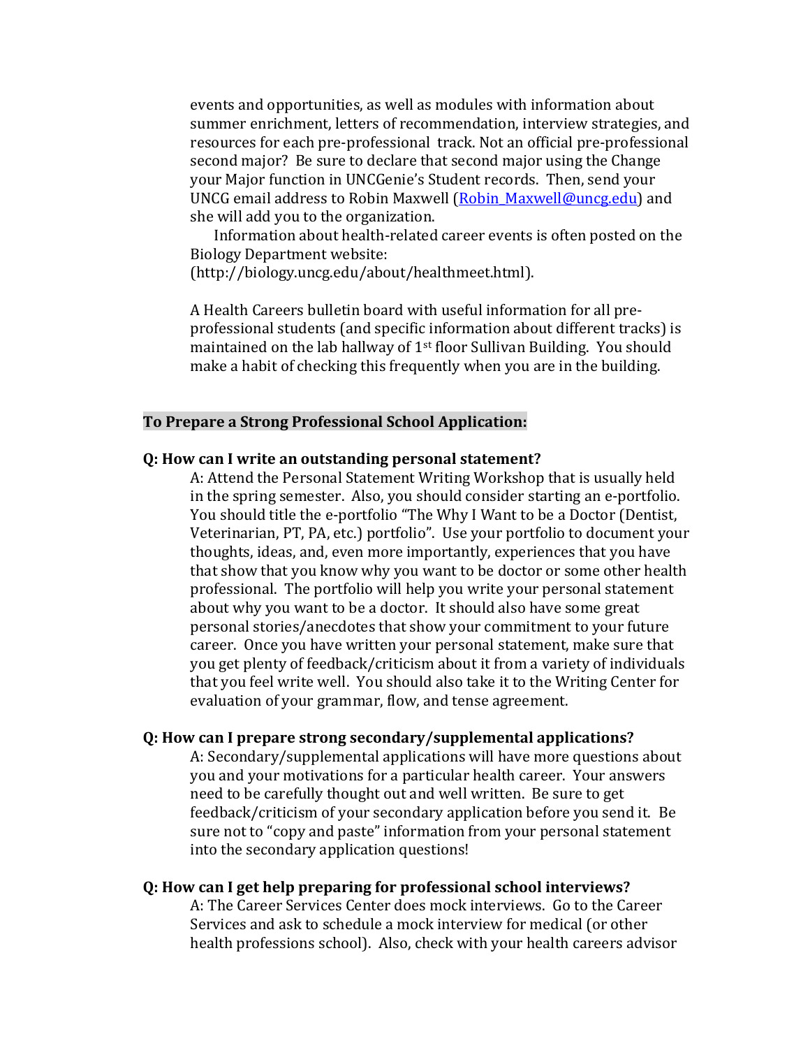events and opportunities, as well as modules with information about summer enrichment, letters of recommendation, interview strategies, and resources for each pre-professional track. Not an official pre-professional second major? Be sure to declare that second major using the Change your Major function in UNCGenie's Student records. Then, send your UNCG email address to Robin Maxwell (Robin_Maxwell@uncg.edu) and she will add you to the organization.

Information about health-related career events is often posted on the Biology Department website: (http://biology.uncg.edu/about/healthmeet.html).

A Health Careers bulletin board with useful information for all pre-professional students (and specific information about different tracks) is maintained on the lab hallway of 1st floor Sullivan Building. You should make a habit of checking this frequently when you are in the building.

**To Prepare a Strong Professional School Application:**

**Q: How can I write an outstanding personal statement?**

A: Attend the Personal Statement Writing Workshop that is usually held in the spring semester. Also, you should consider starting an e-portfolio. You should title the e-portfolio "The Why I Want to be a Doctor (Dentist, Veterinarian, PT, PA, etc.) portfolio". Use your portfolio to document your thoughts, ideas, and, even more importantly, experiences that you have that show that you know why you want to be doctor or some other health professional. The portfolio will help you write your personal statement about why you want to be a doctor. It should also have some great personal stories/anecdotes that show your commitment to your future career. Once you have written your personal statement, make sure that you get plenty of feedback/criticism about it from a variety of individuals that you feel write well. You should also take it to the Writing Center for evaluation of your grammar, flow, and tense agreement.

**Q: How can I prepare strong secondary/supplemental applications?**

A: Secondary/supplemental applications will have more questions about you and your motivations for a particular health career. Your answers need to be carefully thought out and well written. Be sure to get feedback/criticism of your secondary application before you send it. Be sure not to "copy and paste" information from your personal statement into the secondary application questions!

**Q: How can I get help preparing for professional school interviews?**

A: The Career Services Center does mock interviews. Go to the Career Services and ask to schedule a mock interview for medical (or other health professions school). Also, check with your health careers advisor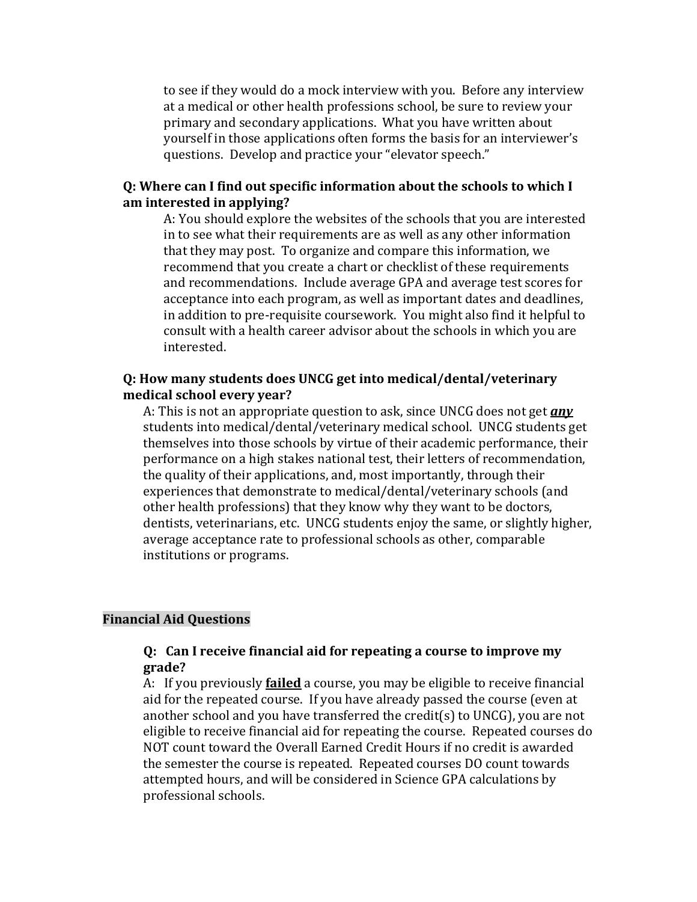to see if they would do a mock interview with you. Before any interview at a medical or other health professions school, be sure to review your primary and secondary applications. What you have written about yourself in those applications often forms the basis for an interviewer's questions. Develop and practice your "elevator speech."

**Q: Where can I find out specific information about the schools to which I am interested in applying?**

A: You should explore the websites of the schools that you are interested in to see what their requirements are as well as any other information that they may post. To organize and compare this information, we recommend that you create a chart or checklist of these requirements and recommendations. Include average GPA and average test scores for acceptance into each program, as well as important dates and deadlines, in addition to pre-requisite coursework. You might also find it helpful to consult with a health career advisor about the schools in which you are interested.

**Q: How many students does UNCG get into medical/dental/veterinary medical school every year?**

A: This is not an appropriate question to ask, since UNCG does not get ***<u>any</u>*** students into medical/dental/veterinary medical school. UNCG students get themselves into those schools by virtue of their academic performance, their performance on a high stakes national test, their letters of recommendation, the quality of their applications, and, most importantly, through their experiences that demonstrate to medical/dental/veterinary schools (and other health professions) that they know why they want to be doctors, dentists, veterinarians, etc. UNCG students enjoy the same, or slightly higher, average acceptance rate to professional schools as other, comparable institutions or programs.

## Financial Aid Questions

**Q: Can I receive financial aid for repeating a course to improve my grade?**

A: If you previously **<u>failed</u>** a course, you may be eligible to receive financial aid for the repeated course. If you have already passed the course (even at another school and you have transferred the credit(s) to UNCG), you are not eligible to receive financial aid for repeating the course. Repeated courses do NOT count toward the Overall Earned Credit Hours if no credit is awarded the semester the course is repeated. Repeated courses DO count towards attempted hours, and will be considered in Science GPA calculations by professional schools.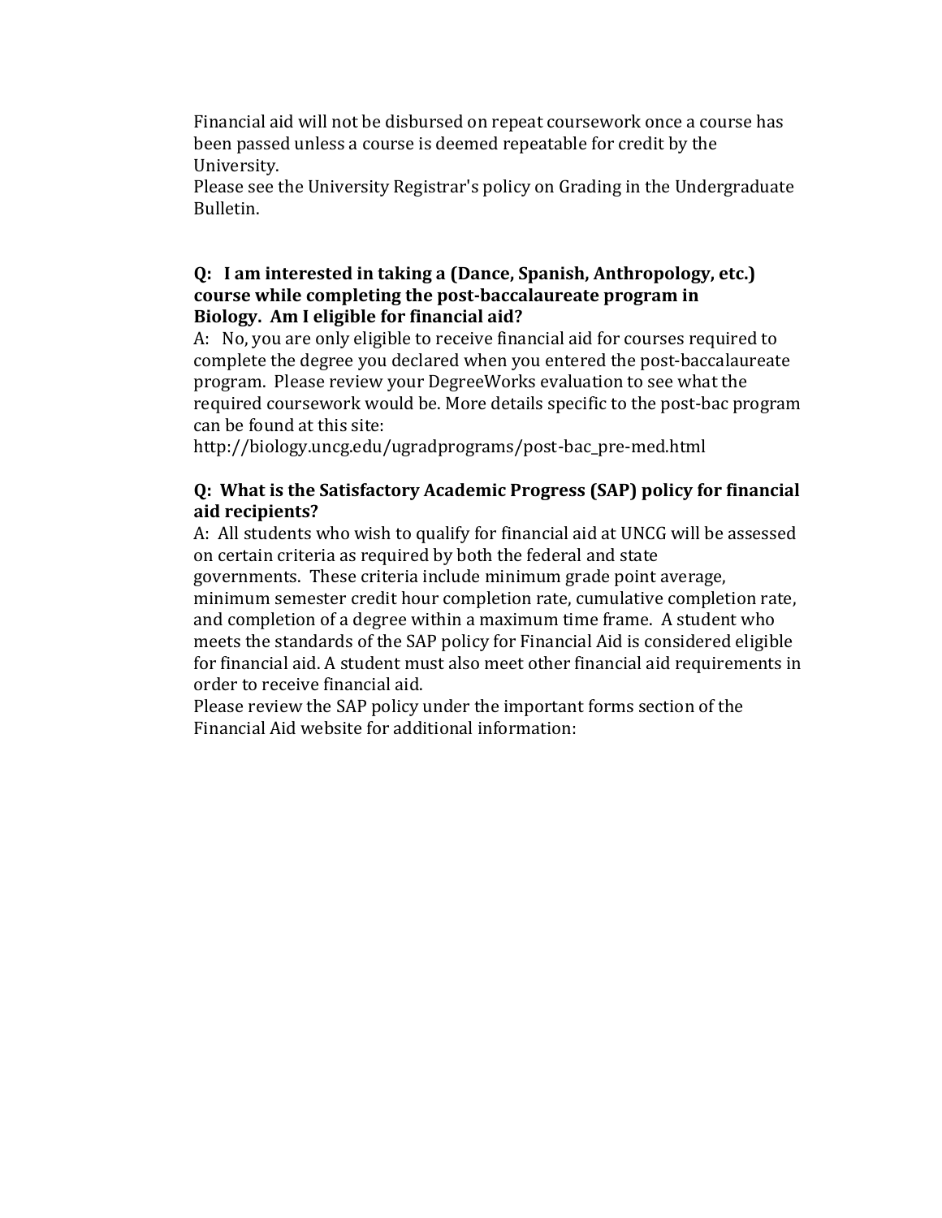Financial aid will not be disbursed on repeat coursework once a course has been passed unless a course is deemed repeatable for credit by the University.

Please see the University Registrar's policy on Grading in the Undergraduate Bulletin.

**Q: I am interested in taking a (Dance, Spanish, Anthropology, etc.) course while completing the post-baccalaureate program in Biology. Am I eligible for financial aid?**

A: No, you are only eligible to receive financial aid for courses required to complete the degree you declared when you entered the post-baccalaureate program. Please review your DegreeWorks evaluation to see what the required coursework would be. More details specific to the post-bac program can be found at this site:

http://biology.uncg.edu/ugradprograms/post-bac_pre-med.html

**Q: What is the Satisfactory Academic Progress (SAP) policy for financial aid recipients?**

A: All students who wish to qualify for financial aid at UNCG will be assessed on certain criteria as required by both the federal and state governments. These criteria include minimum grade point average, minimum semester credit hour completion rate, cumulative completion rate, and completion of a degree within a maximum time frame. A student who meets the standards of the SAP policy for Financial Aid is considered eligible for financial aid. A student must also meet other financial aid requirements in order to receive financial aid.

Please review the SAP policy under the important forms section of the Financial Aid website for additional information: